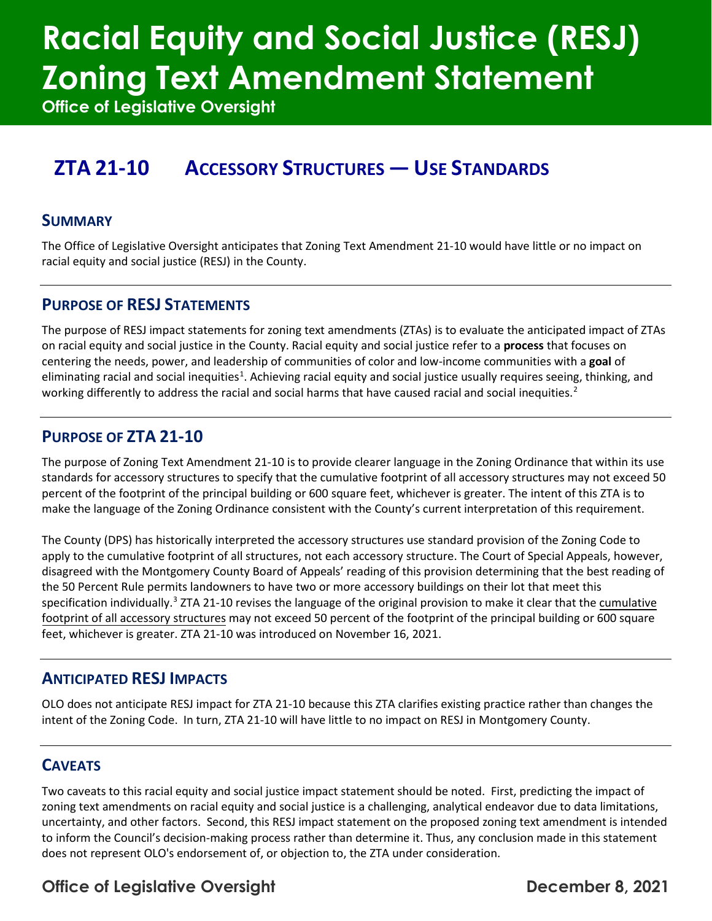# Racial Equity and Social Justice (RESJ) Zoning Text Amendment Statement

**Office of Legislative Oversight**

## ZTA 21-10 ACCESSORY STRUCTURES — USE STANDARDS

### SUMMARY

The Office of Legislative Oversight anticipates that Zoning Text Amendment 21-10 would have little or no impact on racial equity and social justice (RESJ) in the County.

### PURPOSE OF RESJ STATEMENTS

The purpose of RESJ impact statements for zoning text amendments (ZTAs) is to evaluate the anticipated impact of ZTAs on racial equity and social justice in the County. Racial equity and social justice refer to a **process** that focuses on centering the needs, power, and leadership of communities of color and low-income communities with a **goal** of eliminating racial and social inequities[1]. Achieving racial equity and social justice usually requires seeing, thinking, and working differently to address the racial and social harms that have caused racial and social inequities.[2]

### PURPOSE OF ZTA 21-10

The purpose of Zoning Text Amendment 21-10 is to provide clearer language in the Zoning Ordinance that within its use standards for accessory structures to specify that the cumulative footprint of all accessory structures may not exceed 50 percent of the footprint of the principal building or 600 square feet, whichever is greater. The intent of this ZTA is to make the language of the Zoning Ordinance consistent with the County's current interpretation of this requirement.

The County (DPS) has historically interpreted the accessory structures use standard provision of the Zoning Code to apply to the cumulative footprint of all structures, not each accessory structure. The Court of Special Appeals, however, disagreed with the Montgomery County Board of Appeals' reading of this provision determining that the best reading of the 50 Percent Rule permits landowners to have two or more accessory buildings on their lot that meet this specification individually.[3] ZTA 21-10 revises the language of the original provision to make it clear that the <u>cumulative footprint of all accessory structures</u> may not exceed 50 percent of the footprint of the principal building or 600 square feet, whichever is greater. ZTA 21-10 was introduced on November 16, 2021.

### ANTICIPATED RESJ IMPACTS

OLO does not anticipate RESJ impact for ZTA 21-10 because this ZTA clarifies existing practice rather than changes the intent of the Zoning Code. In turn, ZTA 21-10 will have little to no impact on RESJ in Montgomery County.

### CAVEATS

Two caveats to this racial equity and social justice impact statement should be noted. First, predicting the impact of zoning text amendments on racial equity and social justice is a challenging, analytical endeavor due to data limitations, uncertainty, and other factors. Second, this RESJ impact statement on the proposed zoning text amendment is intended to inform the Council's decision-making process rather than determine it. Thus, any conclusion made in this statement does not represent OLO's endorsement of, or objection to, the ZTA under consideration.

**Office of Legislative Oversight** **December 8, 2021**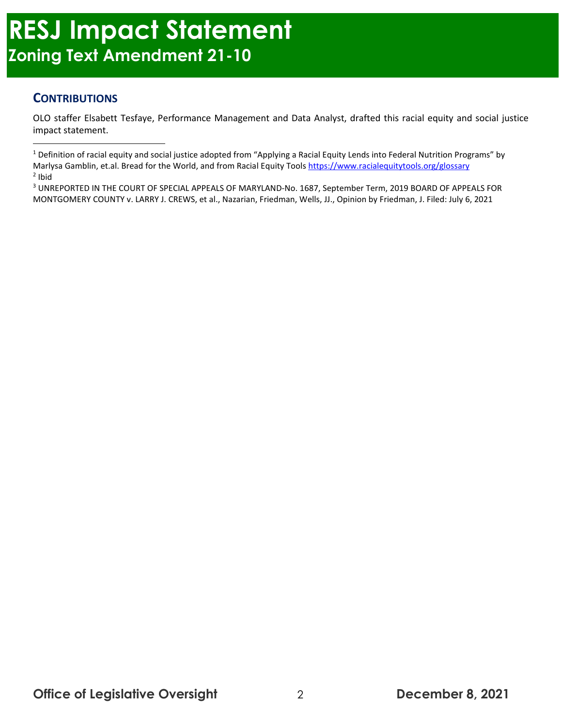## CONTRIBUTIONS

OLO staffer Elsabett Tesfaye, Performance Management and Data Analyst, drafted this racial equity and social justice impact statement.

---

[1] Definition of racial equity and social justice adopted from "Applying a Racial Equity Lends into Federal Nutrition Programs" by Marlysa Gamblin, et.al. Bread for the World, and from Racial Equity Tools https://www.racialequitytools.org/glossary

[2] Ibid

[3] UNREPORTED IN THE COURT OF SPECIAL APPEALS OF MARYLAND-No. 1687, September Term, 2019 BOARD OF APPEALS FOR MONTGOMERY COUNTY v. LARRY J. CREWS, et al., Nazarian, Friedman, Wells, JJ., Opinion by Friedman, J. Filed: July 6, 2021